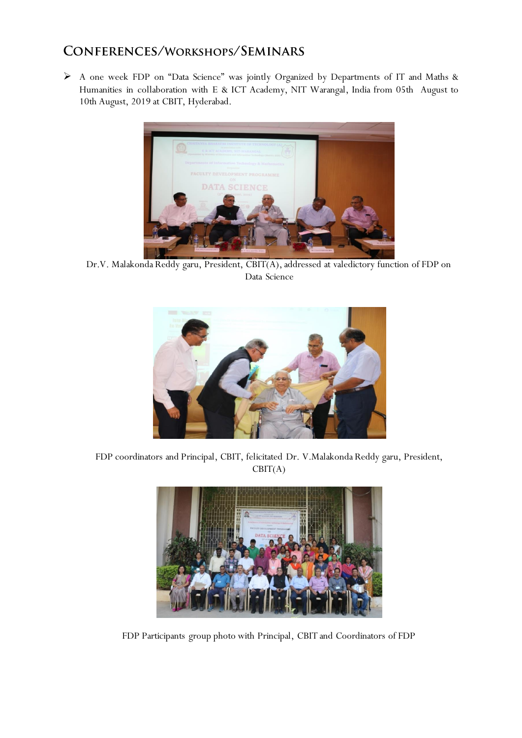# CONFERENCES/WORKSHOPS/SEMINARS

- A one week FDP on "Data Science" was jointly Organized by Departments of IT and Maths & Humanities in collaboration with E & ICT Academy, NIT Warangal, India from 05th August to 10th August, 2019 at CBIT, Hyderabad.

Dr.V. Malakonda Reddy garu, President, CBIT(A), addressed at valedictory function of FDP on Data Science

FDP coordinators and Principal, CBIT, felicitated Dr. V.Malakonda Reddy garu, President, CBIT(A)

FDP Participants group photo with Principal, CBIT and Coordinators of FDP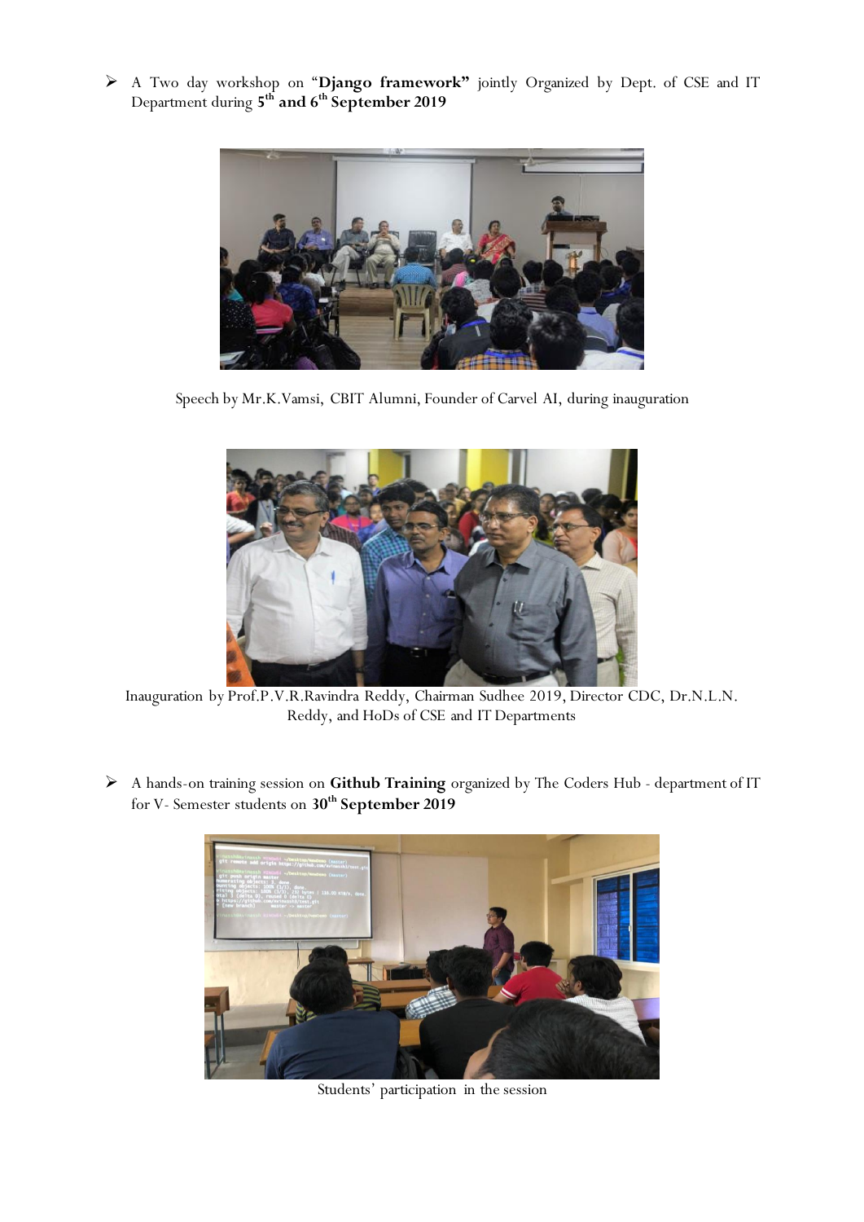- A Two day workshop on "**Django framework**" jointly Organized by Dept. of CSE and IT Department during **5th and 6th September 2019**

Speech by Mr.K.Vamsi, CBIT Alumni, Founder of Carvel AI, during inauguration

Inauguration by Prof.P.V.R.Ravindra Reddy, Chairman Sudhee 2019, Director CDC, Dr.N.L.N. Reddy, and HoDs of CSE and IT Departments

- A hands-on training session on **Github Training** organized by The Coders Hub - department of IT for V- Semester students on **30th September 2019**

Students' participation in the session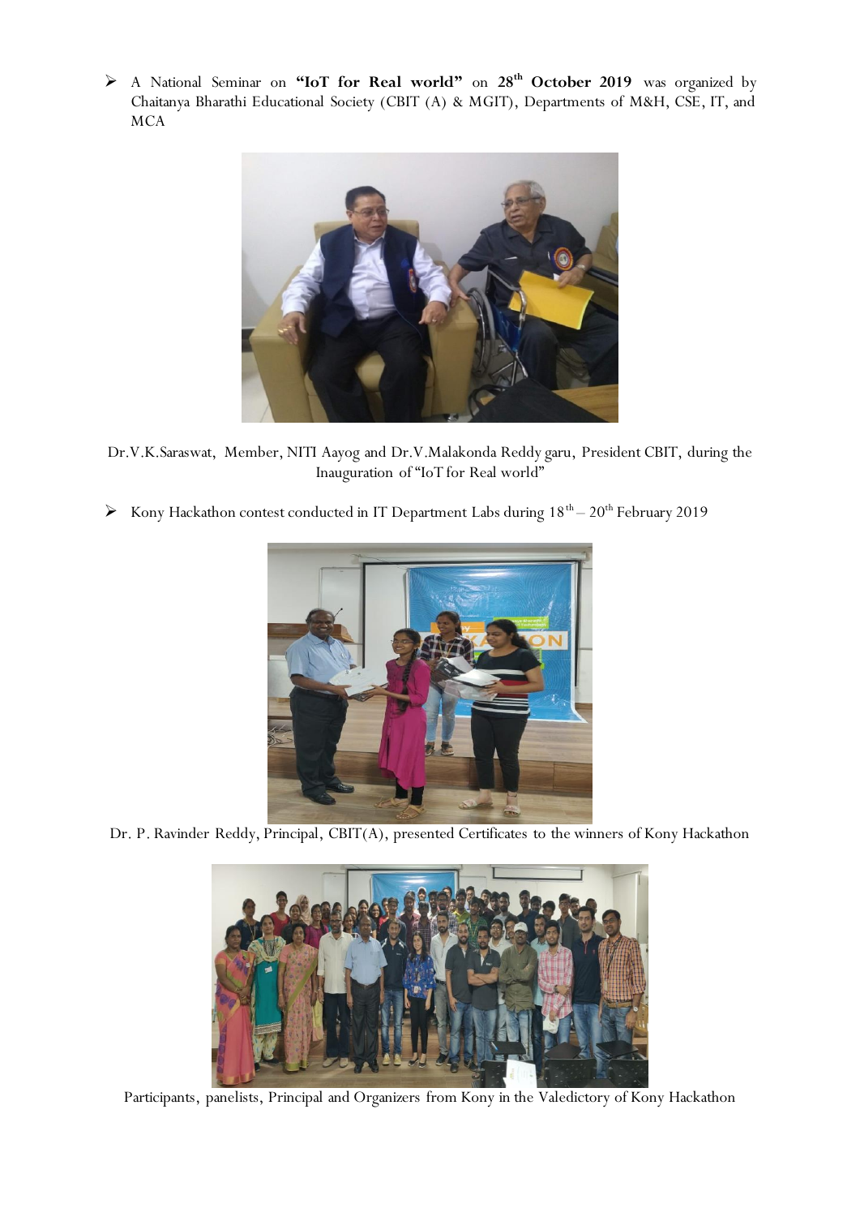- A National Seminar on **"IoT for Real world"** on **28th October 2019** was organized by Chaitanya Bharathi Educational Society (CBIT (A) & MGIT), Departments of M&H, CSE, IT, and MCA

Dr.V.K.Saraswat, Member, NITI Aayog and Dr.V.Malakonda Reddy garu, President CBIT, during the Inauguration of "IoT for Real world"

- Kony Hackathon contest conducted in IT Department Labs during 18th – 20th February 2019

Dr. P. Ravinder Reddy, Principal, CBIT(A), presented Certificates to the winners of Kony Hackathon

Participants, panelists, Principal and Organizers from Kony in the Valedictory of Kony Hackathon